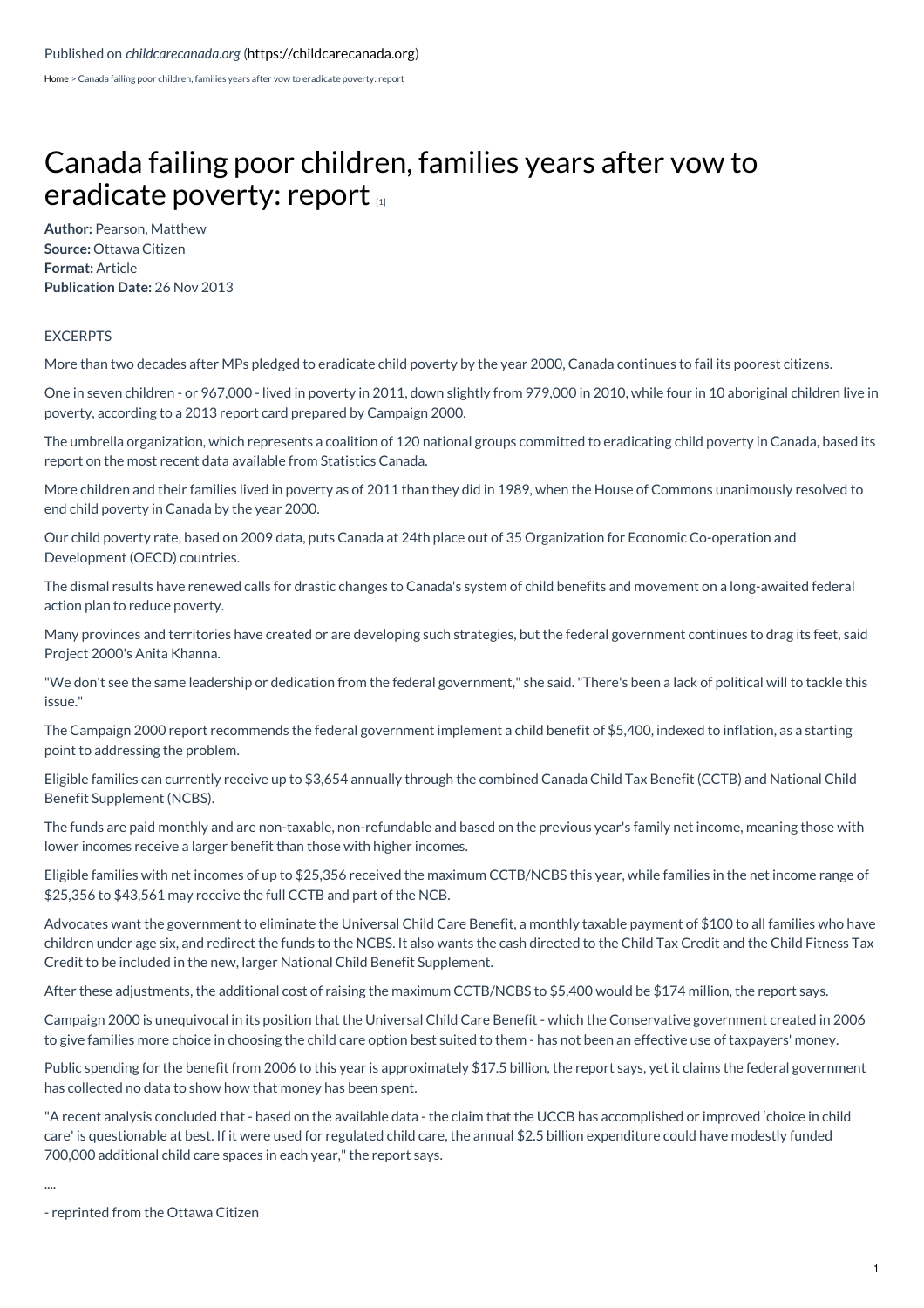Published on *childcarecanada.org* (https://childcarecanada.org)

Home > Canada failing poor children, families years after vow to eradicate poverty: report

# Canada failing poor children, families years after vow to eradicate poverty: report [1]

**Author:** Pearson, Matthew
**Source:** Ottawa Citizen
**Format:** Article
**Publication Date:** 26 Nov 2013

EXCERPTS

More than two decades after MPs pledged to eradicate child poverty by the year 2000, Canada continues to fail its poorest citizens.

One in seven children - or 967,000 - lived in poverty in 2011, down slightly from 979,000 in 2010, while four in 10 aboriginal children live in poverty, according to a 2013 report card prepared by Campaign 2000.

The umbrella organization, which represents a coalition of 120 national groups committed to eradicating child poverty in Canada, based its report on the most recent data available from Statistics Canada.

More children and their families lived in poverty as of 2011 than they did in 1989, when the House of Commons unanimously resolved to end child poverty in Canada by the year 2000.

Our child poverty rate, based on 2009 data, puts Canada at 24th place out of 35 Organization for Economic Co-operation and Development (OECD) countries.

The dismal results have renewed calls for drastic changes to Canada's system of child benefits and movement on a long-awaited federal action plan to reduce poverty.

Many provinces and territories have created or are developing such strategies, but the federal government continues to drag its feet, said Project 2000's Anita Khanna.

"We don't see the same leadership or dedication from the federal government," she said. "There's been a lack of political will to tackle this issue."

The Campaign 2000 report recommends the federal government implement a child benefit of $5,400, indexed to inflation, as a starting point to addressing the problem.

Eligible families can currently receive up to $3,654 annually through the combined Canada Child Tax Benefit (CCTB) and National Child Benefit Supplement (NCBS).

The funds are paid monthly and are non-taxable, non-refundable and based on the previous year's family net income, meaning those with lower incomes receive a larger benefit than those with higher incomes.

Eligible families with net incomes of up to $25,356 received the maximum CCTB/NCBS this year, while families in the net income range of $25,356 to $43,561 may receive the full CCTB and part of the NCB.

Advocates want the government to eliminate the Universal Child Care Benefit, a monthly taxable payment of $100 to all families who have children under age six, and redirect the funds to the NCBS. It also wants the cash directed to the Child Tax Credit and the Child Fitness Tax Credit to be included in the new, larger National Child Benefit Supplement.

After these adjustments, the additional cost of raising the maximum CCTB/NCBS to $5,400 would be $174 million, the report says.

Campaign 2000 is unequivocal in its position that the Universal Child Care Benefit - which the Conservative government created in 2006 to give families more choice in choosing the child care option best suited to them - has not been an effective use of taxpayers' money.

Public spending for the benefit from 2006 to this year is approximately $17.5 billion, the report says, yet it claims the federal government has collected no data to show how that money has been spent.

"A recent analysis concluded that - based on the available data - the claim that the UCCB has accomplished or improved 'choice in child care' is questionable at best. If it were used for regulated child care, the annual $2.5 billion expenditure could have modestly funded 700,000 additional child care spaces in each year," the report says.

....

- reprinted from the Ottawa Citizen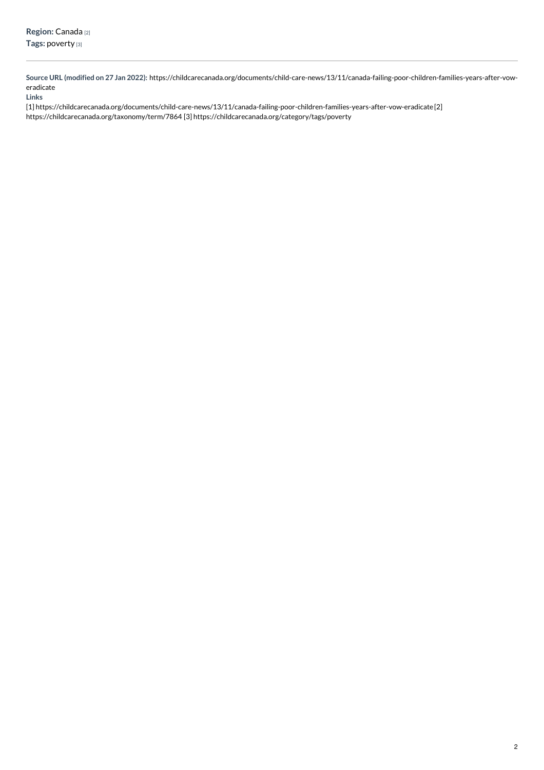**Region:** Canada [2]
**Tags:** poverty [3]

---

**Source URL (modified on 27 Jan 2022):** https://childcarecanada.org/documents/child-care-news/13/11/canada-failing-poor-children-families-years-after-vow-eradicate

**Links**

[1] https://childcarecanada.org/documents/child-care-news/13/11/canada-failing-poor-children-families-years-after-vow-eradicate [2] https://childcarecanada.org/taxonomy/term/7864 [3] https://childcarecanada.org/category/tags/poverty